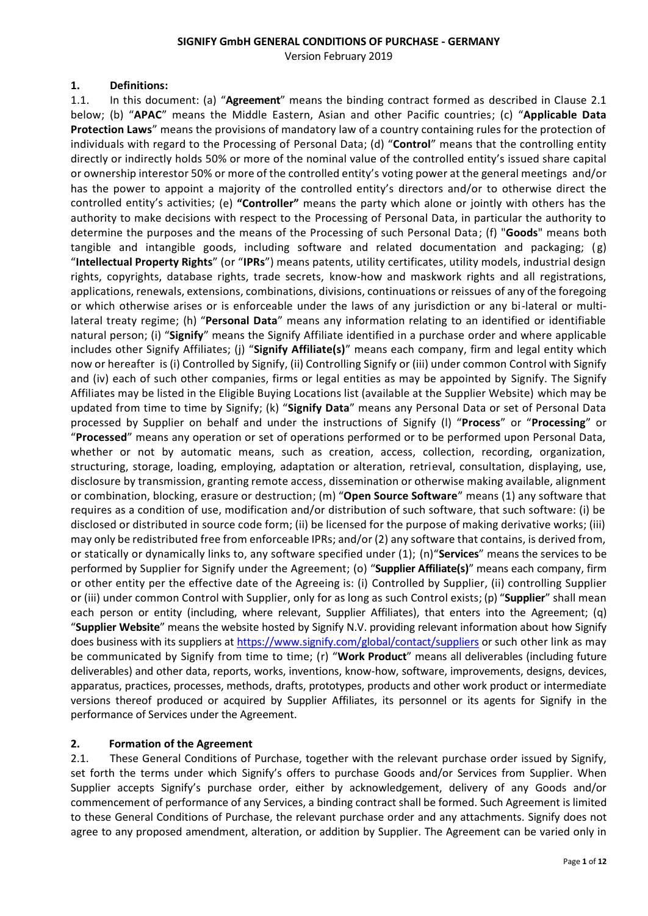# SIGNIFY GmbH GENERAL CONDITIONS OF PURCHASE - GERMANY

Version February 2019

## 1. Definitions:

1.1. In this document: (a) "**Agreement**" means the binding contract formed as described in Clause 2.1 below; (b) "**APAC**" means the Middle Eastern, Asian and other Pacific countries; (c) "**Applicable Data Protection Laws**" means the provisions of mandatory law of a country containing rules for the protection of individuals with regard to the Processing of Personal Data; (d) "**Control**" means that the controlling entity directly or indirectly holds 50% or more of the nominal value of the controlled entity's issued share capital or ownership interestor 50% or more of the controlled entity's voting power at the general meetings and/or has the power to appoint a majority of the controlled entity's directors and/or to otherwise direct the controlled entity's activities; (e) **"Controller"** means the party which alone or jointly with others has the authority to make decisions with respect to the Processing of Personal Data, in particular the authority to determine the purposes and the means of the Processing of such Personal Data; (f) "**Goods**" means both tangible and intangible goods, including software and related documentation and packaging; (g) "**Intellectual Property Rights**" (or "**IPRs**") means patents, utility certificates, utility models, industrial design rights, copyrights, database rights, trade secrets, know-how and maskwork rights and all registrations, applications, renewals, extensions, combinations, divisions, continuations or reissues of any of the foregoing or which otherwise arises or is enforceable under the laws of any jurisdiction or any bi-lateral or multi-lateral treaty regime; (h) "**Personal Data**" means any information relating to an identified or identifiable natural person; (i) "**Signify**" means the Signify Affiliate identified in a purchase order and where applicable includes other Signify Affiliates; (j) "**Signify Affiliate(s)**" means each company, firm and legal entity which now or hereafter is (i) Controlled by Signify, (ii) Controlling Signify or (iii) under common Control with Signify and (iv) each of such other companies, firms or legal entities as may be appointed by Signify. The Signify Affiliates may be listed in the Eligible Buying Locations list (available at the Supplier Website) which may be updated from time to time by Signify; (k) "**Signify Data**" means any Personal Data or set of Personal Data processed by Supplier on behalf and under the instructions of Signify (l) "**Process**" or "**Processing**" or "**Processed**" means any operation or set of operations performed or to be performed upon Personal Data, whether or not by automatic means, such as creation, access, collection, recording, organization, structuring, storage, loading, employing, adaptation or alteration, retrieval, consultation, displaying, use, disclosure by transmission, granting remote access, dissemination or otherwise making available, alignment or combination, blocking, erasure or destruction; (m) "**Open Source Software**" means (1) any software that requires as a condition of use, modification and/or distribution of such software, that such software: (i) be disclosed or distributed in source code form; (ii) be licensed for the purpose of making derivative works; (iii) may only be redistributed free from enforceable IPRs; and/or (2) any software that contains, is derived from, or statically or dynamically links to, any software specified under (1); (n)"**Services**" means the services to be performed by Supplier for Signify under the Agreement; (o) "**Supplier Affiliate(s)**" means each company, firm or other entity per the effective date of the Agreeing is: (i) Controlled by Supplier, (ii) controlling Supplier or (iii) under common Control with Supplier, only for as long as such Control exists; (p) "**Supplier**" shall mean each person or entity (including, where relevant, Supplier Affiliates), that enters into the Agreement; (q) "**Supplier Website**" means the website hosted by Signify N.V. providing relevant information about how Signify does business with its suppliers at https://www.signify.com/global/contact/suppliers or such other link as may be communicated by Signify from time to time; (r) "**Work Product**" means all deliverables (including future deliverables) and other data, reports, works, inventions, know-how, software, improvements, designs, devices, apparatus, practices, processes, methods, drafts, prototypes, products and other work product or intermediate versions thereof produced or acquired by Supplier Affiliates, its personnel or its agents for Signify in the performance of Services under the Agreement.

## 2. Formation of the Agreement

2.1. These General Conditions of Purchase, together with the relevant purchase order issued by Signify, set forth the terms under which Signify's offers to purchase Goods and/or Services from Supplier. When Supplier accepts Signify's purchase order, either by acknowledgement, delivery of any Goods and/or commencement of performance of any Services, a binding contract shall be formed. Such Agreement is limited to these General Conditions of Purchase, the relevant purchase order and any attachments. Signify does not agree to any proposed amendment, alteration, or addition by Supplier. The Agreement can be varied only in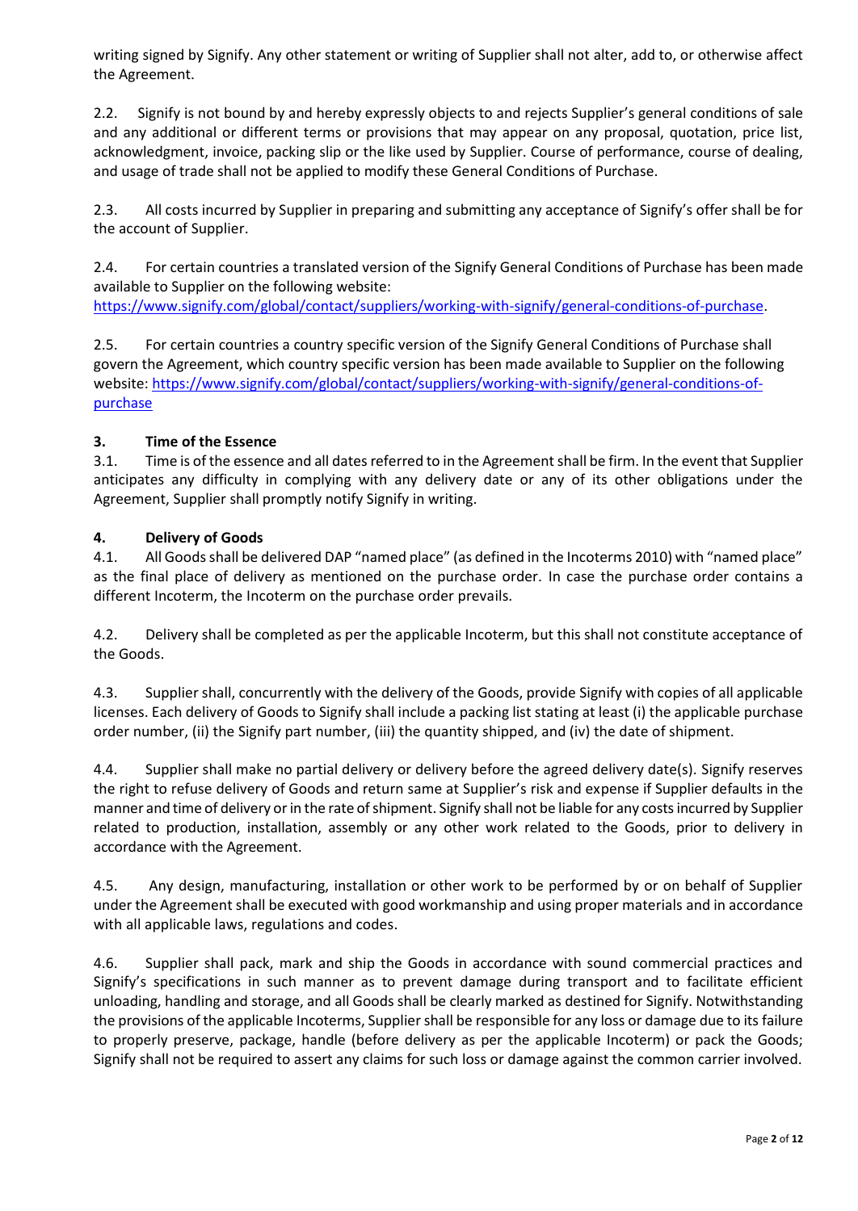writing signed by Signify. Any other statement or writing of Supplier shall not alter, add to, or otherwise affect the Agreement.

2.2. Signify is not bound by and hereby expressly objects to and rejects Supplier's general conditions of sale and any additional or different terms or provisions that may appear on any proposal, quotation, price list, acknowledgment, invoice, packing slip or the like used by Supplier. Course of performance, course of dealing, and usage of trade shall not be applied to modify these General Conditions of Purchase.

2.3. All costs incurred by Supplier in preparing and submitting any acceptance of Signify's offer shall be for the account of Supplier.

2.4. For certain countries a translated version of the Signify General Conditions of Purchase has been made available to Supplier on the following website: [https://www.signify.com/global/contact/suppliers/working-with-signify/general-conditions-of-purchase](https://www.signify.com/global/contact/suppliers/working-with-signify/general-conditions-of-purchase).

2.5. For certain countries a country specific version of the Signify General Conditions of Purchase shall govern the Agreement, which country specific version has been made available to Supplier on the following website: [https://www.signify.com/global/contact/suppliers/working-with-signify/general-conditions-of-purchase](https://www.signify.com/global/contact/suppliers/working-with-signify/general-conditions-of-purchase)

### 3. Time of the Essence

3.1. Time is of the essence and all dates referred to in the Agreement shall be firm. In the event that Supplier anticipates any difficulty in complying with any delivery date or any of its other obligations under the Agreement, Supplier shall promptly notify Signify in writing.

### 4. Delivery of Goods

4.1. All Goods shall be delivered DAP "named place" (as defined in the Incoterms 2010) with "named place" as the final place of delivery as mentioned on the purchase order. In case the purchase order contains a different Incoterm, the Incoterm on the purchase order prevails.

4.2. Delivery shall be completed as per the applicable Incoterm, but this shall not constitute acceptance of the Goods.

4.3. Supplier shall, concurrently with the delivery of the Goods, provide Signify with copies of all applicable licenses. Each delivery of Goods to Signify shall include a packing list stating at least (i) the applicable purchase order number, (ii) the Signify part number, (iii) the quantity shipped, and (iv) the date of shipment.

4.4. Supplier shall make no partial delivery or delivery before the agreed delivery date(s). Signify reserves the right to refuse delivery of Goods and return same at Supplier's risk and expense if Supplier defaults in the manner and time of delivery or in the rate of shipment. Signify shall not be liable for any costs incurred by Supplier related to production, installation, assembly or any other work related to the Goods, prior to delivery in accordance with the Agreement.

4.5. Any design, manufacturing, installation or other work to be performed by or on behalf of Supplier under the Agreement shall be executed with good workmanship and using proper materials and in accordance with all applicable laws, regulations and codes.

4.6. Supplier shall pack, mark and ship the Goods in accordance with sound commercial practices and Signify's specifications in such manner as to prevent damage during transport and to facilitate efficient unloading, handling and storage, and all Goods shall be clearly marked as destined for Signify. Notwithstanding the provisions of the applicable Incoterms, Supplier shall be responsible for any loss or damage due to its failure to properly preserve, package, handle (before delivery as per the applicable Incoterm) or pack the Goods; Signify shall not be required to assert any claims for such loss or damage against the common carrier involved.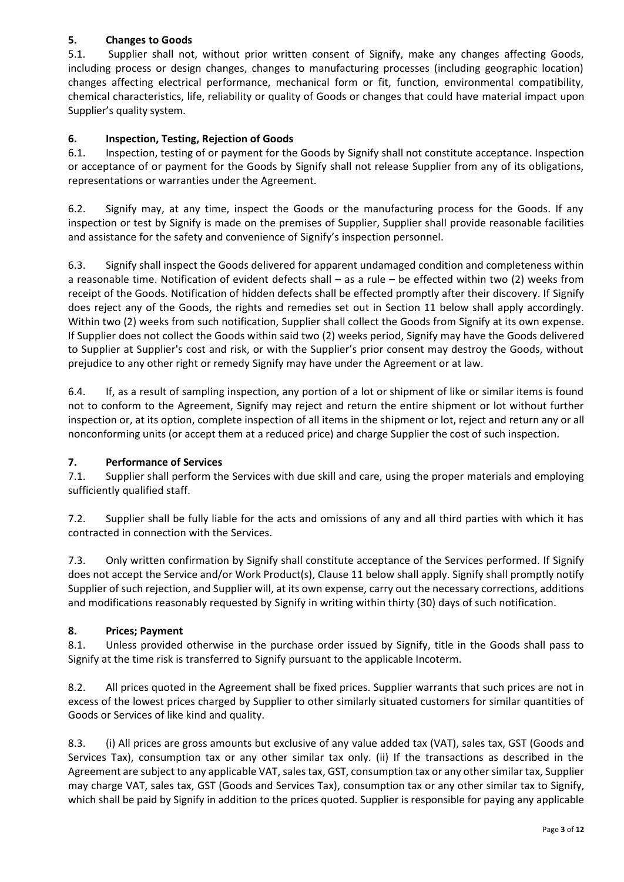## 5. Changes to Goods

5.1. Supplier shall not, without prior written consent of Signify, make any changes affecting Goods, including process or design changes, changes to manufacturing processes (including geographic location) changes affecting electrical performance, mechanical form or fit, function, environmental compatibility, chemical characteristics, life, reliability or quality of Goods or changes that could have material impact upon Supplier's quality system.

## 6. Inspection, Testing, Rejection of Goods

6.1. Inspection, testing of or payment for the Goods by Signify shall not constitute acceptance. Inspection or acceptance of or payment for the Goods by Signify shall not release Supplier from any of its obligations, representations or warranties under the Agreement.

6.2. Signify may, at any time, inspect the Goods or the manufacturing process for the Goods. If any inspection or test by Signify is made on the premises of Supplier, Supplier shall provide reasonable facilities and assistance for the safety and convenience of Signify's inspection personnel.

6.3. Signify shall inspect the Goods delivered for apparent undamaged condition and completeness within a reasonable time. Notification of evident defects shall – as a rule – be effected within two (2) weeks from receipt of the Goods. Notification of hidden defects shall be effected promptly after their discovery. If Signify does reject any of the Goods, the rights and remedies set out in Section 11 below shall apply accordingly. Within two (2) weeks from such notification, Supplier shall collect the Goods from Signify at its own expense. If Supplier does not collect the Goods within said two (2) weeks period, Signify may have the Goods delivered to Supplier at Supplier's cost and risk, or with the Supplier's prior consent may destroy the Goods, without prejudice to any other right or remedy Signify may have under the Agreement or at law.

6.4. If, as a result of sampling inspection, any portion of a lot or shipment of like or similar items is found not to conform to the Agreement, Signify may reject and return the entire shipment or lot without further inspection or, at its option, complete inspection of all items in the shipment or lot, reject and return any or all nonconforming units (or accept them at a reduced price) and charge Supplier the cost of such inspection.

## 7. Performance of Services

7.1. Supplier shall perform the Services with due skill and care, using the proper materials and employing sufficiently qualified staff.

7.2. Supplier shall be fully liable for the acts and omissions of any and all third parties with which it has contracted in connection with the Services.

7.3. Only written confirmation by Signify shall constitute acceptance of the Services performed. If Signify does not accept the Service and/or Work Product(s), Clause 11 below shall apply. Signify shall promptly notify Supplier of such rejection, and Supplier will, at its own expense, carry out the necessary corrections, additions and modifications reasonably requested by Signify in writing within thirty (30) days of such notification.

## 8. Prices; Payment

8.1. Unless provided otherwise in the purchase order issued by Signify, title in the Goods shall pass to Signify at the time risk is transferred to Signify pursuant to the applicable Incoterm.

8.2. All prices quoted in the Agreement shall be fixed prices. Supplier warrants that such prices are not in excess of the lowest prices charged by Supplier to other similarly situated customers for similar quantities of Goods or Services of like kind and quality.

8.3. (i) All prices are gross amounts but exclusive of any value added tax (VAT), sales tax, GST (Goods and Services Tax), consumption tax or any other similar tax only. (ii) If the transactions as described in the Agreement are subject to any applicable VAT, sales tax, GST, consumption tax or any other similar tax, Supplier may charge VAT, sales tax, GST (Goods and Services Tax), consumption tax or any other similar tax to Signify, which shall be paid by Signify in addition to the prices quoted. Supplier is responsible for paying any applicable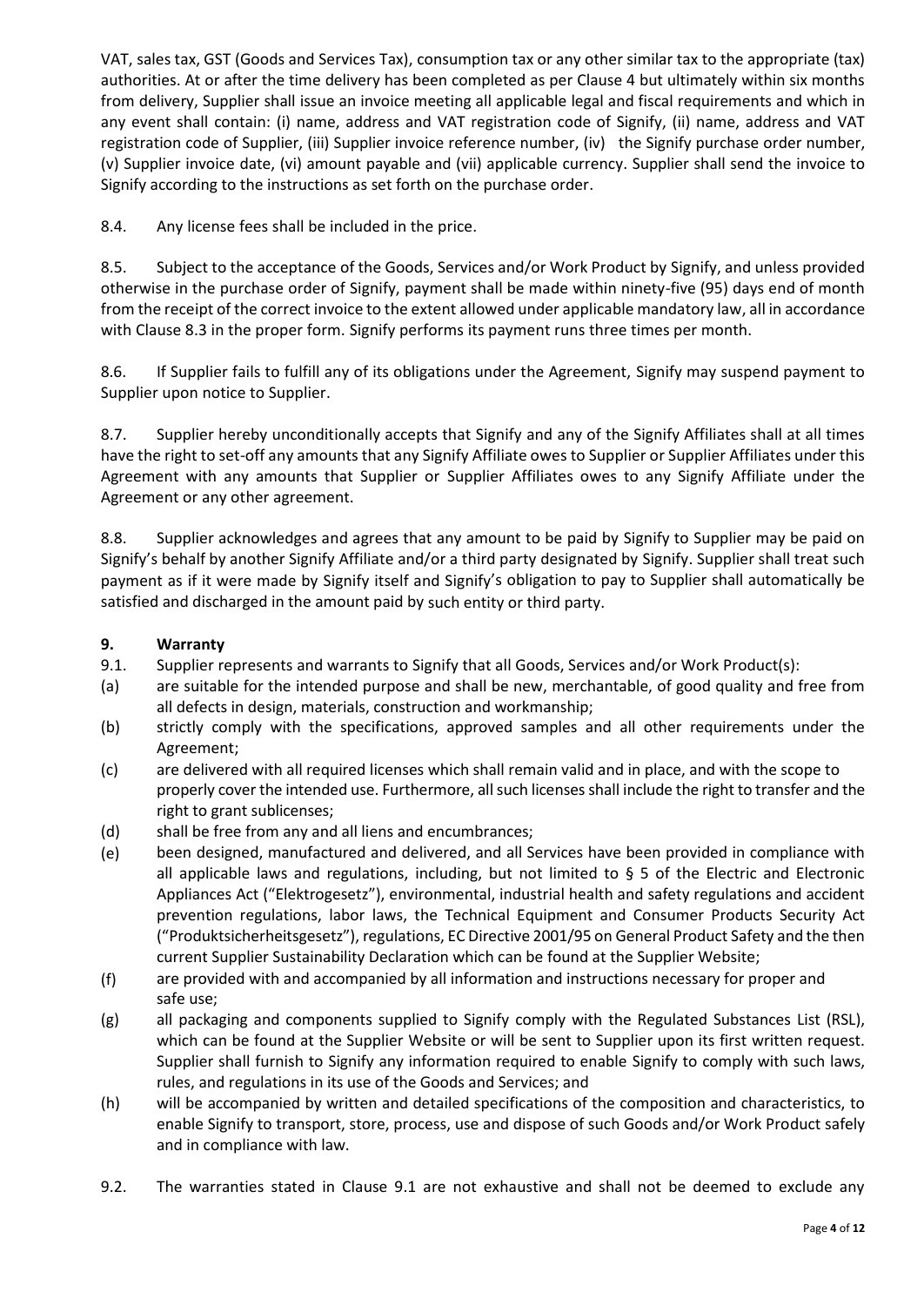VAT, sales tax, GST (Goods and Services Tax), consumption tax or any other similar tax to the appropriate (tax) authorities. At or after the time delivery has been completed as per Clause 4 but ultimately within six months from delivery, Supplier shall issue an invoice meeting all applicable legal and fiscal requirements and which in any event shall contain: (i) name, address and VAT registration code of Signify, (ii) name, address and VAT registration code of Supplier, (iii) Supplier invoice reference number, (iv) the Signify purchase order number, (v) Supplier invoice date, (vi) amount payable and (vii) applicable currency. Supplier shall send the invoice to Signify according to the instructions as set forth on the purchase order.

8.4. Any license fees shall be included in the price.

8.5. Subject to the acceptance of the Goods, Services and/or Work Product by Signify, and unless provided otherwise in the purchase order of Signify, payment shall be made within ninety-five (95) days end of month from the receipt of the correct invoice to the extent allowed under applicable mandatory law, all in accordance with Clause 8.3 in the proper form. Signify performs its payment runs three times per month.

8.6. If Supplier fails to fulfill any of its obligations under the Agreement, Signify may suspend payment to Supplier upon notice to Supplier.

8.7. Supplier hereby unconditionally accepts that Signify and any of the Signify Affiliates shall at all times have the right to set-off any amounts that any Signify Affiliate owes to Supplier or Supplier Affiliates under this Agreement with any amounts that Supplier or Supplier Affiliates owes to any Signify Affiliate under the Agreement or any other agreement.

8.8. Supplier acknowledges and agrees that any amount to be paid by Signify to Supplier may be paid on Signify's behalf by another Signify Affiliate and/or a third party designated by Signify. Supplier shall treat such payment as if it were made by Signify itself and Signify's obligation to pay to Supplier shall automatically be satisfied and discharged in the amount paid by such entity or third party.

**9. Warranty**

9.1. Supplier represents and warrants to Signify that all Goods, Services and/or Work Product(s):

(a) are suitable for the intended purpose and shall be new, merchantable, of good quality and free from all defects in design, materials, construction and workmanship;

(b) strictly comply with the specifications, approved samples and all other requirements under the Agreement;

(c) are delivered with all required licenses which shall remain valid and in place, and with the scope to properly cover the intended use. Furthermore, all such licenses shall include the right to transfer and the right to grant sublicenses;

(d) shall be free from any and all liens and encumbrances;

(e) been designed, manufactured and delivered, and all Services have been provided in compliance with all applicable laws and regulations, including, but not limited to § 5 of the Electric and Electronic Appliances Act ("Elektrogesetz"), environmental, industrial health and safety regulations and accident prevention regulations, labor laws, the Technical Equipment and Consumer Products Security Act ("Produktsicherheitsgesetz"), regulations, EC Directive 2001/95 on General Product Safety and the then current Supplier Sustainability Declaration which can be found at the Supplier Website;

(f) are provided with and accompanied by all information and instructions necessary for proper and safe use;

(g) all packaging and components supplied to Signify comply with the Regulated Substances List (RSL), which can be found at the Supplier Website or will be sent to Supplier upon its first written request. Supplier shall furnish to Signify any information required to enable Signify to comply with such laws, rules, and regulations in its use of the Goods and Services; and

(h) will be accompanied by written and detailed specifications of the composition and characteristics, to enable Signify to transport, store, process, use and dispose of such Goods and/or Work Product safely and in compliance with law.

9.2. The warranties stated in Clause 9.1 are not exhaustive and shall not be deemed to exclude any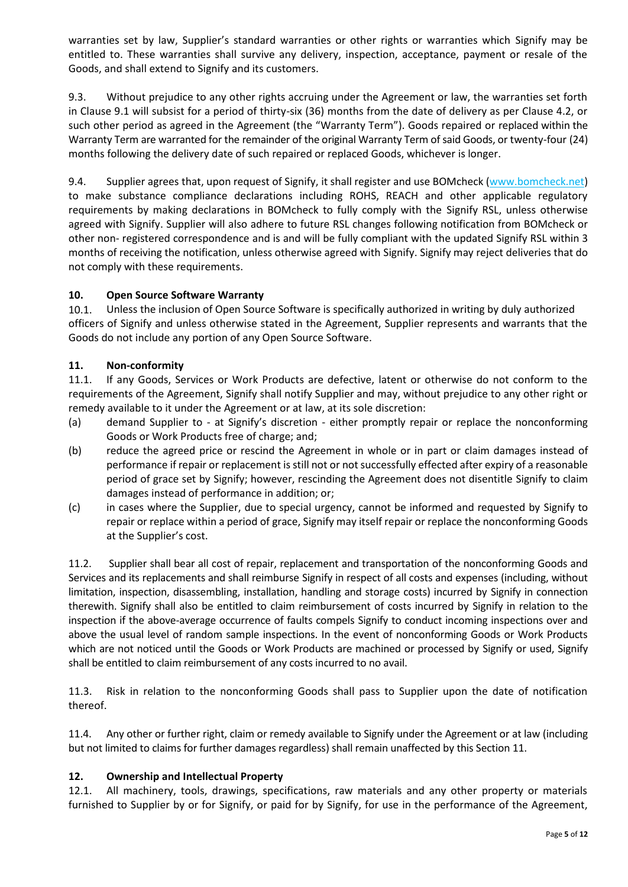warranties set by law, Supplier's standard warranties or other rights or warranties which Signify may be entitled to. These warranties shall survive any delivery, inspection, acceptance, payment or resale of the Goods, and shall extend to Signify and its customers.

9.3. Without prejudice to any other rights accruing under the Agreement or law, the warranties set forth in Clause 9.1 will subsist for a period of thirty-six (36) months from the date of delivery as per Clause 4.2, or such other period as agreed in the Agreement (the "Warranty Term"). Goods repaired or replaced within the Warranty Term are warranted for the remainder of the original Warranty Term of said Goods, or twenty-four (24) months following the delivery date of such repaired or replaced Goods, whichever is longer.

9.4. Supplier agrees that, upon request of Signify, it shall register and use BOMcheck (www.bomcheck.net) to make substance compliance declarations including ROHS, REACH and other applicable regulatory requirements by making declarations in BOMcheck to fully comply with the Signify RSL, unless otherwise agreed with Signify. Supplier will also adhere to future RSL changes following notification from BOMcheck or other non- registered correspondence and is and will be fully compliant with the updated Signify RSL within 3 months of receiving the notification, unless otherwise agreed with Signify. Signify may reject deliveries that do not comply with these requirements.

### 10. Open Source Software Warranty

10.1. Unless the inclusion of Open Source Software is specifically authorized in writing by duly authorized officers of Signify and unless otherwise stated in the Agreement, Supplier represents and warrants that the Goods do not include any portion of any Open Source Software.

### 11. Non-conformity

11.1. If any Goods, Services or Work Products are defective, latent or otherwise do not conform to the requirements of the Agreement, Signify shall notify Supplier and may, without prejudice to any other right or remedy available to it under the Agreement or at law, at its sole discretion:

(a) demand Supplier to - at Signify's discretion - either promptly repair or replace the nonconforming Goods or Work Products free of charge; and;

(b) reduce the agreed price or rescind the Agreement in whole or in part or claim damages instead of performance if repair or replacement is still not or not successfully effected after expiry of a reasonable period of grace set by Signify; however, rescinding the Agreement does not disentitle Signify to claim damages instead of performance in addition; or;

(c) in cases where the Supplier, due to special urgency, cannot be informed and requested by Signify to repair or replace within a period of grace, Signify may itself repair or replace the nonconforming Goods at the Supplier's cost.

11.2. Supplier shall bear all cost of repair, replacement and transportation of the nonconforming Goods and Services and its replacements and shall reimburse Signify in respect of all costs and expenses (including, without limitation, inspection, disassembling, installation, handling and storage costs) incurred by Signify in connection therewith. Signify shall also be entitled to claim reimbursement of costs incurred by Signify in relation to the inspection if the above-average occurrence of faults compels Signify to conduct incoming inspections over and above the usual level of random sample inspections. In the event of nonconforming Goods or Work Products which are not noticed until the Goods or Work Products are machined or processed by Signify or used, Signify shall be entitled to claim reimbursement of any costs incurred to no avail.

11.3. Risk in relation to the nonconforming Goods shall pass to Supplier upon the date of notification thereof.

11.4. Any other or further right, claim or remedy available to Signify under the Agreement or at law (including but not limited to claims for further damages regardless) shall remain unaffected by this Section 11.

### 12. Ownership and Intellectual Property

12.1. All machinery, tools, drawings, specifications, raw materials and any other property or materials furnished to Supplier by or for Signify, or paid for by Signify, for use in the performance of the Agreement,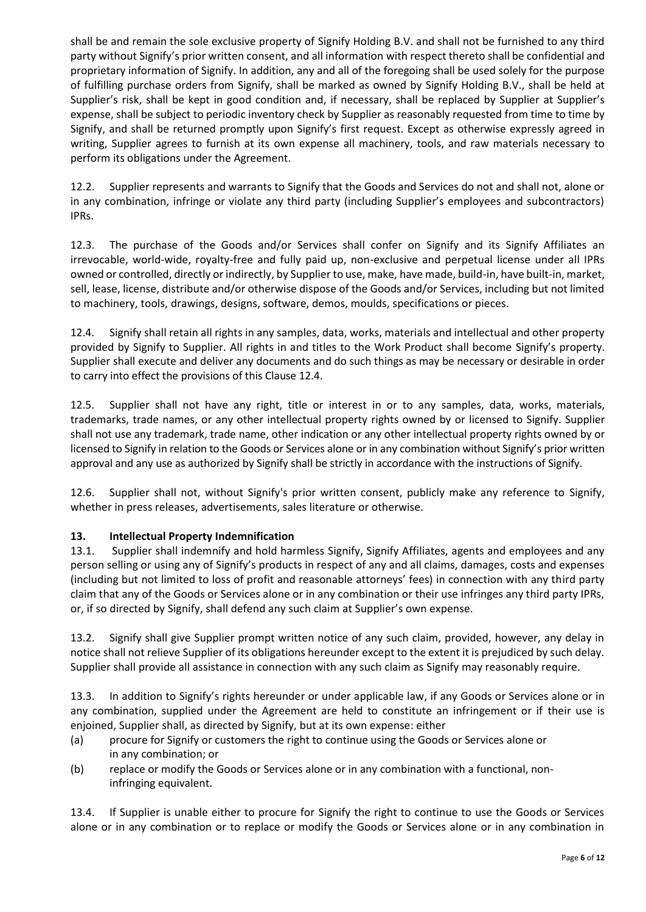shall be and remain the sole exclusive property of Signify Holding B.V. and shall not be furnished to any third party without Signify's prior written consent, and all information with respect thereto shall be confidential and proprietary information of Signify. In addition, any and all of the foregoing shall be used solely for the purpose of fulfilling purchase orders from Signify, shall be marked as owned by Signify Holding B.V., shall be held at Supplier's risk, shall be kept in good condition and, if necessary, shall be replaced by Supplier at Supplier's expense, shall be subject to periodic inventory check by Supplier as reasonably requested from time to time by Signify, and shall be returned promptly upon Signify's first request. Except as otherwise expressly agreed in writing, Supplier agrees to furnish at its own expense all machinery, tools, and raw materials necessary to perform its obligations under the Agreement.

12.2. Supplier represents and warrants to Signify that the Goods and Services do not and shall not, alone or in any combination, infringe or violate any third party (including Supplier's employees and subcontractors) IPRs.

12.3. The purchase of the Goods and/or Services shall confer on Signify and its Signify Affiliates an irrevocable, world-wide, royalty-free and fully paid up, non-exclusive and perpetual license under all IPRs owned or controlled, directly or indirectly, by Supplier to use, make, have made, build-in, have built-in, market, sell, lease, license, distribute and/or otherwise dispose of the Goods and/or Services, including but not limited to machinery, tools, drawings, designs, software, demos, moulds, specifications or pieces.

12.4. Signify shall retain all rights in any samples, data, works, materials and intellectual and other property provided by Signify to Supplier. All rights in and titles to the Work Product shall become Signify's property. Supplier shall execute and deliver any documents and do such things as may be necessary or desirable in order to carry into effect the provisions of this Clause 12.4.

12.5. Supplier shall not have any right, title or interest in or to any samples, data, works, materials, trademarks, trade names, or any other intellectual property rights owned by or licensed to Signify. Supplier shall not use any trademark, trade name, other indication or any other intellectual property rights owned by or licensed to Signify in relation to the Goods or Services alone or in any combination without Signify's prior written approval and any use as authorized by Signify shall be strictly in accordance with the instructions of Signify.

12.6. Supplier shall not, without Signify's prior written consent, publicly make any reference to Signify, whether in press releases, advertisements, sales literature or otherwise.

## 13. Intellectual Property Indemnification

13.1. Supplier shall indemnify and hold harmless Signify, Signify Affiliates, agents and employees and any person selling or using any of Signify's products in respect of any and all claims, damages, costs and expenses (including but not limited to loss of profit and reasonable attorneys' fees) in connection with any third party claim that any of the Goods or Services alone or in any combination or their use infringes any third party IPRs, or, if so directed by Signify, shall defend any such claim at Supplier's own expense.

13.2. Signify shall give Supplier prompt written notice of any such claim, provided, however, any delay in notice shall not relieve Supplier of its obligations hereunder except to the extent it is prejudiced by such delay. Supplier shall provide all assistance in connection with any such claim as Signify may reasonably require.

13.3. In addition to Signify's rights hereunder or under applicable law, if any Goods or Services alone or in any combination, supplied under the Agreement are held to constitute an infringement or if their use is enjoined, Supplier shall, as directed by Signify, but at its own expense: either

(a) procure for Signify or customers the right to continue using the Goods or Services alone or in any combination; or

(b) replace or modify the Goods or Services alone or in any combination with a functional, non-infringing equivalent.

13.4. If Supplier is unable either to procure for Signify the right to continue to use the Goods or Services alone or in any combination or to replace or modify the Goods or Services alone or in any combination in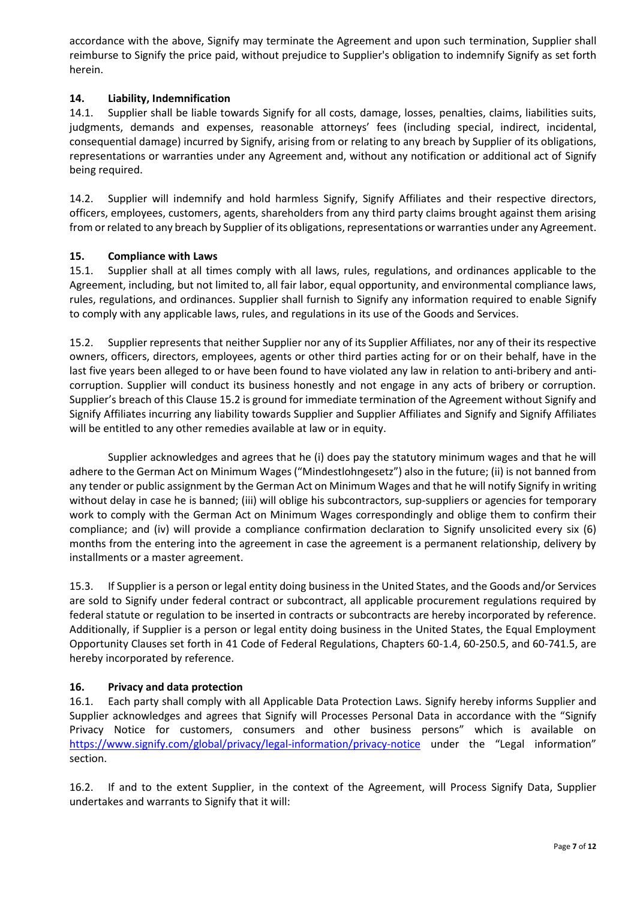accordance with the above, Signify may terminate the Agreement and upon such termination, Supplier shall reimburse to Signify the price paid, without prejudice to Supplier's obligation to indemnify Signify as set forth herein.

## 14. Liability, Indemnification

14.1. Supplier shall be liable towards Signify for all costs, damage, losses, penalties, claims, liabilities suits, judgments, demands and expenses, reasonable attorneys' fees (including special, indirect, incidental, consequential damage) incurred by Signify, arising from or relating to any breach by Supplier of its obligations, representations or warranties under any Agreement and, without any notification or additional act of Signify being required.

14.2. Supplier will indemnify and hold harmless Signify, Signify Affiliates and their respective directors, officers, employees, customers, agents, shareholders from any third party claims brought against them arising from or related to any breach by Supplier of its obligations, representations or warranties under any Agreement.

## 15. Compliance with Laws

15.1. Supplier shall at all times comply with all laws, rules, regulations, and ordinances applicable to the Agreement, including, but not limited to, all fair labor, equal opportunity, and environmental compliance laws, rules, regulations, and ordinances. Supplier shall furnish to Signify any information required to enable Signify to comply with any applicable laws, rules, and regulations in its use of the Goods and Services.

15.2. Supplier represents that neither Supplier nor any of its Supplier Affiliates, nor any of their its respective owners, officers, directors, employees, agents or other third parties acting for or on their behalf, have in the last five years been alleged to or have been found to have violated any law in relation to anti-bribery and anti-corruption. Supplier will conduct its business honestly and not engage in any acts of bribery or corruption. Supplier's breach of this Clause 15.2 is ground for immediate termination of the Agreement without Signify and Signify Affiliates incurring any liability towards Supplier and Supplier Affiliates and Signify and Signify Affiliates will be entitled to any other remedies available at law or in equity.

Supplier acknowledges and agrees that he (i) does pay the statutory minimum wages and that he will adhere to the German Act on Minimum Wages ("Mindestlohngesetz") also in the future; (ii) is not banned from any tender or public assignment by the German Act on Minimum Wages and that he will notify Signify in writing without delay in case he is banned; (iii) will oblige his subcontractors, sup-suppliers or agencies for temporary work to comply with the German Act on Minimum Wages correspondingly and oblige them to confirm their compliance; and (iv) will provide a compliance confirmation declaration to Signify unsolicited every six (6) months from the entering into the agreement in case the agreement is a permanent relationship, delivery by installments or a master agreement.

15.3. If Supplier is a person or legal entity doing business in the United States, and the Goods and/or Services are sold to Signify under federal contract or subcontract, all applicable procurement regulations required by federal statute or regulation to be inserted in contracts or subcontracts are hereby incorporated by reference. Additionally, if Supplier is a person or legal entity doing business in the United States, the Equal Employment Opportunity Clauses set forth in 41 Code of Federal Regulations, Chapters 60-1.4, 60-250.5, and 60-741.5, are hereby incorporated by reference.

## 16. Privacy and data protection

16.1. Each party shall comply with all Applicable Data Protection Laws. Signify hereby informs Supplier and Supplier acknowledges and agrees that Signify will Processes Personal Data in accordance with the "Signify Privacy Notice for customers, consumers and other business persons" which is available on https://www.signify.com/global/privacy/legal-information/privacy-notice under the "Legal information" section.

16.2. If and to the extent Supplier, in the context of the Agreement, will Process Signify Data, Supplier undertakes and warrants to Signify that it will: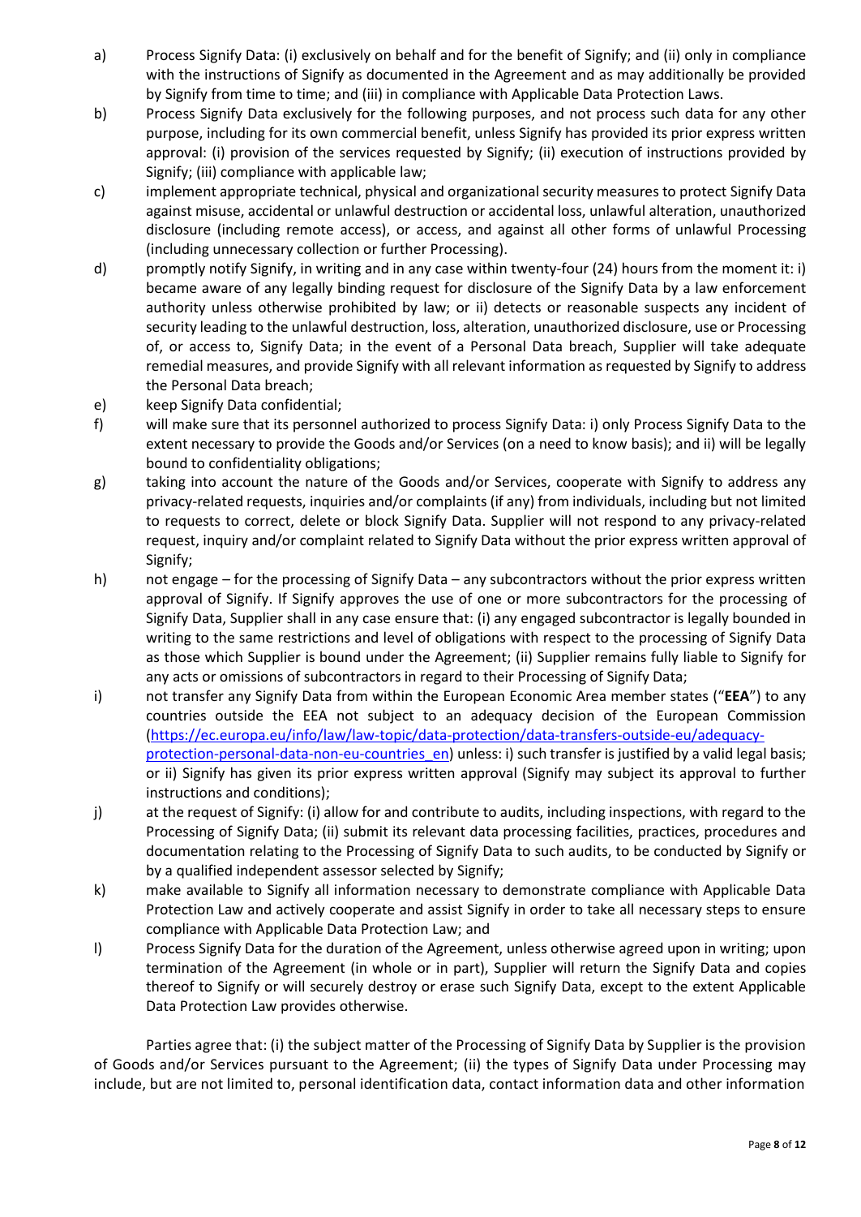a) Process Signify Data: (i) exclusively on behalf and for the benefit of Signify; and (ii) only in compliance with the instructions of Signify as documented in the Agreement and as may additionally be provided by Signify from time to time; and (iii) in compliance with Applicable Data Protection Laws.

b) Process Signify Data exclusively for the following purposes, and not process such data for any other purpose, including for its own commercial benefit, unless Signify has provided its prior express written approval: (i) provision of the services requested by Signify; (ii) execution of instructions provided by Signify; (iii) compliance with applicable law;

c) implement appropriate technical, physical and organizational security measures to protect Signify Data against misuse, accidental or unlawful destruction or accidental loss, unlawful alteration, unauthorized disclosure (including remote access), or access, and against all other forms of unlawful Processing (including unnecessary collection or further Processing).

d) promptly notify Signify, in writing and in any case within twenty-four (24) hours from the moment it: i) became aware of any legally binding request for disclosure of the Signify Data by a law enforcement authority unless otherwise prohibited by law; or ii) detects or reasonable suspects any incident of security leading to the unlawful destruction, loss, alteration, unauthorized disclosure, use or Processing of, or access to, Signify Data; in the event of a Personal Data breach, Supplier will take adequate remedial measures, and provide Signify with all relevant information as requested by Signify to address the Personal Data breach;

e) keep Signify Data confidential;

f) will make sure that its personnel authorized to process Signify Data: i) only Process Signify Data to the extent necessary to provide the Goods and/or Services (on a need to know basis); and ii) will be legally bound to confidentiality obligations;

g) taking into account the nature of the Goods and/or Services, cooperate with Signify to address any privacy-related requests, inquiries and/or complaints (if any) from individuals, including but not limited to requests to correct, delete or block Signify Data. Supplier will not respond to any privacy-related request, inquiry and/or complaint related to Signify Data without the prior express written approval of Signify;

h) not engage – for the processing of Signify Data – any subcontractors without the prior express written approval of Signify. If Signify approves the use of one or more subcontractors for the processing of Signify Data, Supplier shall in any case ensure that: (i) any engaged subcontractor is legally bounded in writing to the same restrictions and level of obligations with respect to the processing of Signify Data as those which Supplier is bound under the Agreement; (ii) Supplier remains fully liable to Signify for any acts or omissions of subcontractors in regard to their Processing of Signify Data;

i) not transfer any Signify Data from within the European Economic Area member states ("**EEA**") to any countries outside the EEA not subject to an adequacy decision of the European Commission (https://ec.europa.eu/info/law/law-topic/data-protection/data-transfers-outside-eu/adequacy-protection-personal-data-non-eu-countries_en) unless: i) such transfer is justified by a valid legal basis; or ii) Signify has given its prior express written approval (Signify may subject its approval to further instructions and conditions);

j) at the request of Signify: (i) allow for and contribute to audits, including inspections, with regard to the Processing of Signify Data; (ii) submit its relevant data processing facilities, practices, procedures and documentation relating to the Processing of Signify Data to such audits, to be conducted by Signify or by a qualified independent assessor selected by Signify;

k) make available to Signify all information necessary to demonstrate compliance with Applicable Data Protection Law and actively cooperate and assist Signify in order to take all necessary steps to ensure compliance with Applicable Data Protection Law; and

l) Process Signify Data for the duration of the Agreement, unless otherwise agreed upon in writing; upon termination of the Agreement (in whole or in part), Supplier will return the Signify Data and copies thereof to Signify or will securely destroy or erase such Signify Data, except to the extent Applicable Data Protection Law provides otherwise.

Parties agree that: (i) the subject matter of the Processing of Signify Data by Supplier is the provision of Goods and/or Services pursuant to the Agreement; (ii) the types of Signify Data under Processing may include, but are not limited to, personal identification data, contact information data and other information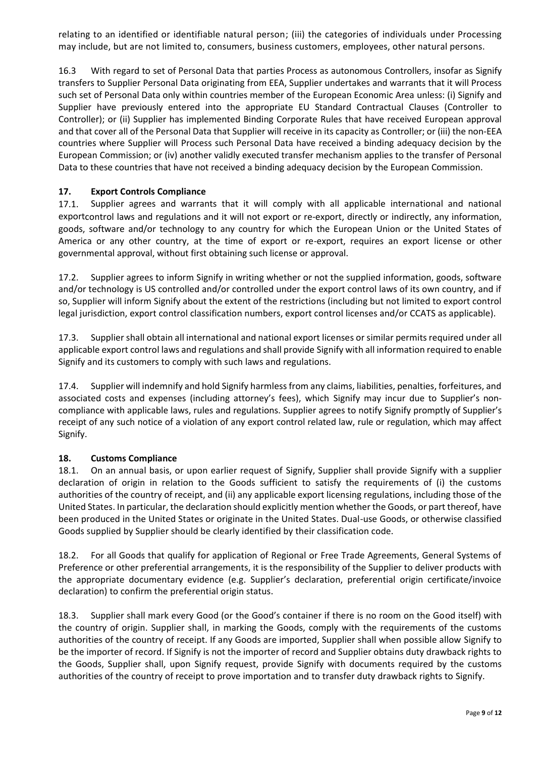relating to an identified or identifiable natural person; (iii) the categories of individuals under Processing may include, but are not limited to, consumers, business customers, employees, other natural persons.

16.3 With regard to set of Personal Data that parties Process as autonomous Controllers, insofar as Signify transfers to Supplier Personal Data originating from EEA, Supplier undertakes and warrants that it will Process such set of Personal Data only within countries member of the European Economic Area unless: (i) Signify and Supplier have previously entered into the appropriate EU Standard Contractual Clauses (Controller to Controller); or (ii) Supplier has implemented Binding Corporate Rules that have received European approval and that cover all of the Personal Data that Supplier will receive in its capacity as Controller; or (iii) the non-EEA countries where Supplier will Process such Personal Data have received a binding adequacy decision by the European Commission; or (iv) another validly executed transfer mechanism applies to the transfer of Personal Data to these countries that have not received a binding adequacy decision by the European Commission.

## 17. Export Controls Compliance

17.1. Supplier agrees and warrants that it will comply with all applicable international and national exportcontrol laws and regulations and it will not export or re-export, directly or indirectly, any information, goods, software and/or technology to any country for which the European Union or the United States of America or any other country, at the time of export or re-export, requires an export license or other governmental approval, without first obtaining such license or approval.

17.2. Supplier agrees to inform Signify in writing whether or not the supplied information, goods, software and/or technology is US controlled and/or controlled under the export control laws of its own country, and if so, Supplier will inform Signify about the extent of the restrictions (including but not limited to export control legal jurisdiction, export control classification numbers, export control licenses and/or CCATS as applicable).

17.3. Supplier shall obtain all international and national export licenses or similar permits required under all applicable export control laws and regulations and shall provide Signify with all information required to enable Signify and its customers to comply with such laws and regulations.

17.4. Supplier will indemnify and hold Signify harmless from any claims, liabilities, penalties, forfeitures, and associated costs and expenses (including attorney's fees), which Signify may incur due to Supplier's non-compliance with applicable laws, rules and regulations. Supplier agrees to notify Signify promptly of Supplier's receipt of any such notice of a violation of any export control related law, rule or regulation, which may affect Signify.

## 18. Customs Compliance

18.1. On an annual basis, or upon earlier request of Signify, Supplier shall provide Signify with a supplier declaration of origin in relation to the Goods sufficient to satisfy the requirements of (i) the customs authorities of the country of receipt, and (ii) any applicable export licensing regulations, including those of the United States. In particular, the declaration should explicitly mention whether the Goods, or part thereof, have been produced in the United States or originate in the United States. Dual-use Goods, or otherwise classified Goods supplied by Supplier should be clearly identified by their classification code.

18.2. For all Goods that qualify for application of Regional or Free Trade Agreements, General Systems of Preference or other preferential arrangements, it is the responsibility of the Supplier to deliver products with the appropriate documentary evidence (e.g. Supplier's declaration, preferential origin certificate/invoice declaration) to confirm the preferential origin status.

18.3. Supplier shall mark every Good (or the Good's container if there is no room on the Good itself) with the country of origin. Supplier shall, in marking the Goods, comply with the requirements of the customs authorities of the country of receipt. If any Goods are imported, Supplier shall when possible allow Signify to be the importer of record. If Signify is not the importer of record and Supplier obtains duty drawback rights to the Goods, Supplier shall, upon Signify request, provide Signify with documents required by the customs authorities of the country of receipt to prove importation and to transfer duty drawback rights to Signify.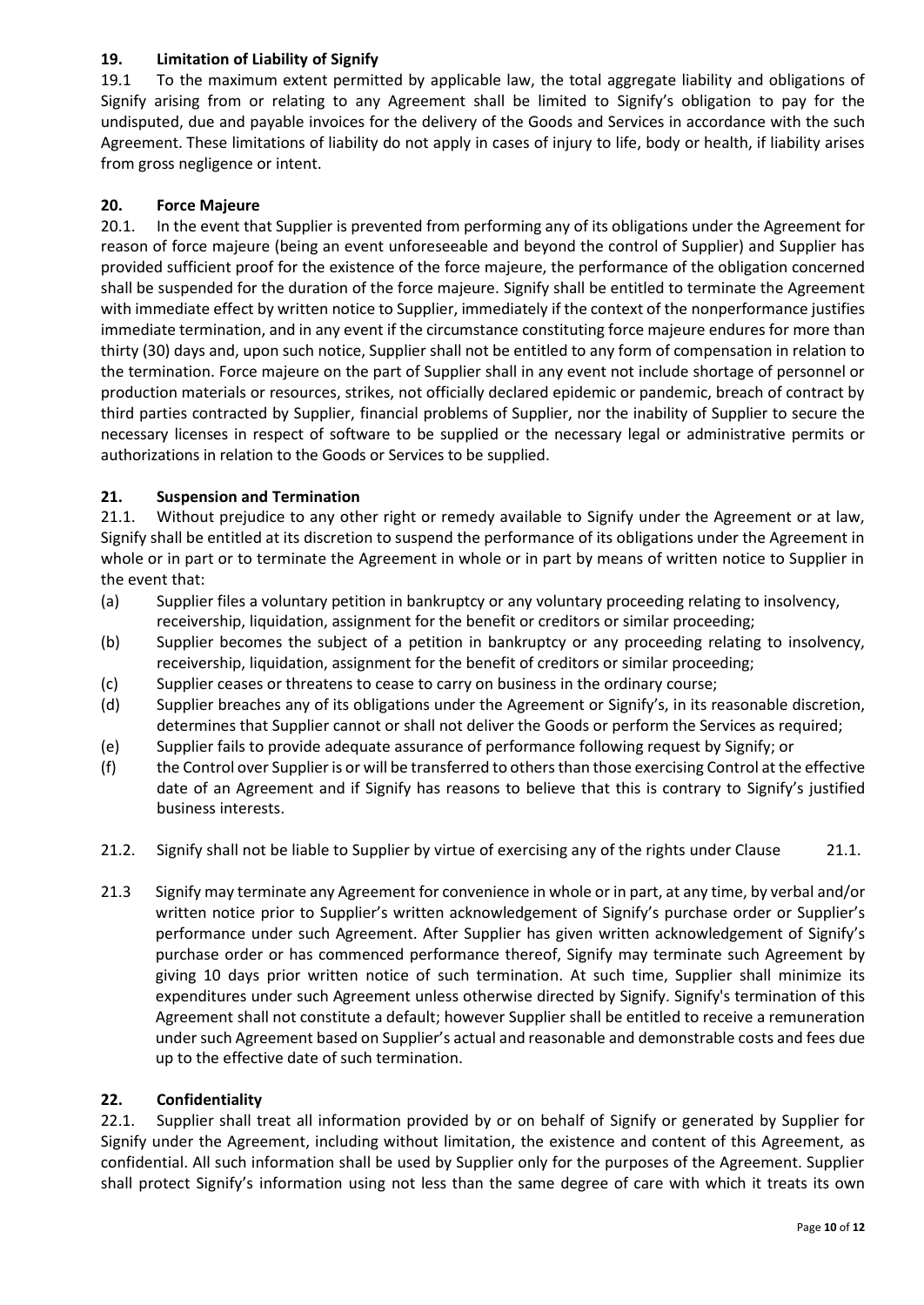## 19. Limitation of Liability of Signify

19.1 To the maximum extent permitted by applicable law, the total aggregate liability and obligations of Signify arising from or relating to any Agreement shall be limited to Signify's obligation to pay for the undisputed, due and payable invoices for the delivery of the Goods and Services in accordance with the such Agreement. These limitations of liability do not apply in cases of injury to life, body or health, if liability arises from gross negligence or intent.

## 20. Force Majeure

20.1. In the event that Supplier is prevented from performing any of its obligations under the Agreement for reason of force majeure (being an event unforeseeable and beyond the control of Supplier) and Supplier has provided sufficient proof for the existence of the force majeure, the performance of the obligation concerned shall be suspended for the duration of the force majeure. Signify shall be entitled to terminate the Agreement with immediate effect by written notice to Supplier, immediately if the context of the nonperformance justifies immediate termination, and in any event if the circumstance constituting force majeure endures for more than thirty (30) days and, upon such notice, Supplier shall not be entitled to any form of compensation in relation to the termination. Force majeure on the part of Supplier shall in any event not include shortage of personnel or production materials or resources, strikes, not officially declared epidemic or pandemic, breach of contract by third parties contracted by Supplier, financial problems of Supplier, nor the inability of Supplier to secure the necessary licenses in respect of software to be supplied or the necessary legal or administrative permits or authorizations in relation to the Goods or Services to be supplied.

## 21. Suspension and Termination

21.1. Without prejudice to any other right or remedy available to Signify under the Agreement or at law, Signify shall be entitled at its discretion to suspend the performance of its obligations under the Agreement in whole or in part or to terminate the Agreement in whole or in part by means of written notice to Supplier in the event that:

(a) Supplier files a voluntary petition in bankruptcy or any voluntary proceeding relating to insolvency, receivership, liquidation, assignment for the benefit or creditors or similar proceeding;

(b) Supplier becomes the subject of a petition in bankruptcy or any proceeding relating to insolvency, receivership, liquidation, assignment for the benefit of creditors or similar proceeding;

(c) Supplier ceases or threatens to cease to carry on business in the ordinary course;

(d) Supplier breaches any of its obligations under the Agreement or Signify's, in its reasonable discretion, determines that Supplier cannot or shall not deliver the Goods or perform the Services as required;

(e) Supplier fails to provide adequate assurance of performance following request by Signify; or

(f) the Control over Supplier is or will be transferred to others than those exercising Control at the effective date of an Agreement and if Signify has reasons to believe that this is contrary to Signify's justified business interests.

21.2. Signify shall not be liable to Supplier by virtue of exercising any of the rights under Clause 21.1.

21.3 Signify may terminate any Agreement for convenience in whole or in part, at any time, by verbal and/or written notice prior to Supplier's written acknowledgement of Signify's purchase order or Supplier's performance under such Agreement. After Supplier has given written acknowledgement of Signify's purchase order or has commenced performance thereof, Signify may terminate such Agreement by giving 10 days prior written notice of such termination. At such time, Supplier shall minimize its expenditures under such Agreement unless otherwise directed by Signify. Signify's termination of this Agreement shall not constitute a default; however Supplier shall be entitled to receive a remuneration under such Agreement based on Supplier's actual and reasonable and demonstrable costs and fees due up to the effective date of such termination.

## 22. Confidentiality

22.1. Supplier shall treat all information provided by or on behalf of Signify or generated by Supplier for Signify under the Agreement, including without limitation, the existence and content of this Agreement, as confidential. All such information shall be used by Supplier only for the purposes of the Agreement. Supplier shall protect Signify's information using not less than the same degree of care with which it treats its own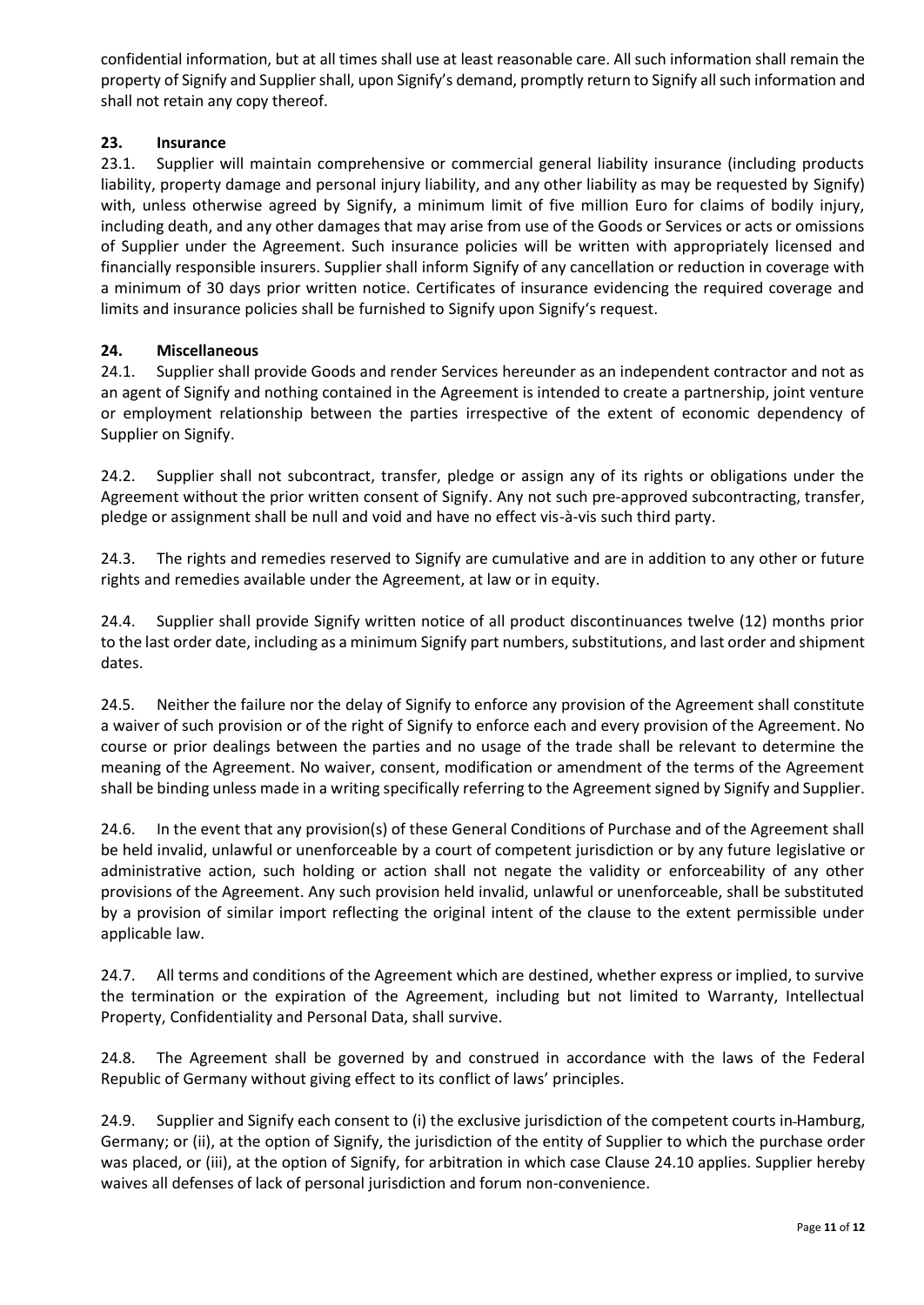confidential information, but at all times shall use at least reasonable care. All such information shall remain the property of Signify and Supplier shall, upon Signify's demand, promptly return to Signify all such information and shall not retain any copy thereof.

## 23. Insurance

23.1. Supplier will maintain comprehensive or commercial general liability insurance (including products liability, property damage and personal injury liability, and any other liability as may be requested by Signify) with, unless otherwise agreed by Signify, a minimum limit of five million Euro for claims of bodily injury, including death, and any other damages that may arise from use of the Goods or Services or acts or omissions of Supplier under the Agreement. Such insurance policies will be written with appropriately licensed and financially responsible insurers. Supplier shall inform Signify of any cancellation or reduction in coverage with a minimum of 30 days prior written notice. Certificates of insurance evidencing the required coverage and limits and insurance policies shall be furnished to Signify upon Signify's request.

## 24. Miscellaneous

24.1. Supplier shall provide Goods and render Services hereunder as an independent contractor and not as an agent of Signify and nothing contained in the Agreement is intended to create a partnership, joint venture or employment relationship between the parties irrespective of the extent of economic dependency of Supplier on Signify.

24.2. Supplier shall not subcontract, transfer, pledge or assign any of its rights or obligations under the Agreement without the prior written consent of Signify. Any not such pre-approved subcontracting, transfer, pledge or assignment shall be null and void and have no effect vis-à-vis such third party.

24.3. The rights and remedies reserved to Signify are cumulative and are in addition to any other or future rights and remedies available under the Agreement, at law or in equity.

24.4. Supplier shall provide Signify written notice of all product discontinuances twelve (12) months prior to the last order date, including as a minimum Signify part numbers, substitutions, and last order and shipment dates.

24.5. Neither the failure nor the delay of Signify to enforce any provision of the Agreement shall constitute a waiver of such provision or of the right of Signify to enforce each and every provision of the Agreement. No course or prior dealings between the parties and no usage of the trade shall be relevant to determine the meaning of the Agreement. No waiver, consent, modification or amendment of the terms of the Agreement shall be binding unless made in a writing specifically referring to the Agreement signed by Signify and Supplier.

24.6. In the event that any provision(s) of these General Conditions of Purchase and of the Agreement shall be held invalid, unlawful or unenforceable by a court of competent jurisdiction or by any future legislative or administrative action, such holding or action shall not negate the validity or enforceability of any other provisions of the Agreement. Any such provision held invalid, unlawful or unenforceable, shall be substituted by a provision of similar import reflecting the original intent of the clause to the extent permissible under applicable law.

24.7. All terms and conditions of the Agreement which are destined, whether express or implied, to survive the termination or the expiration of the Agreement, including but not limited to Warranty, Intellectual Property, Confidentiality and Personal Data, shall survive.

24.8. The Agreement shall be governed by and construed in accordance with the laws of the Federal Republic of Germany without giving effect to its conflict of laws' principles.

24.9. Supplier and Signify each consent to (i) the exclusive jurisdiction of the competent courts in Hamburg, Germany; or (ii), at the option of Signify, the jurisdiction of the entity of Supplier to which the purchase order was placed, or (iii), at the option of Signify, for arbitration in which case Clause 24.10 applies. Supplier hereby waives all defenses of lack of personal jurisdiction and forum non-convenience.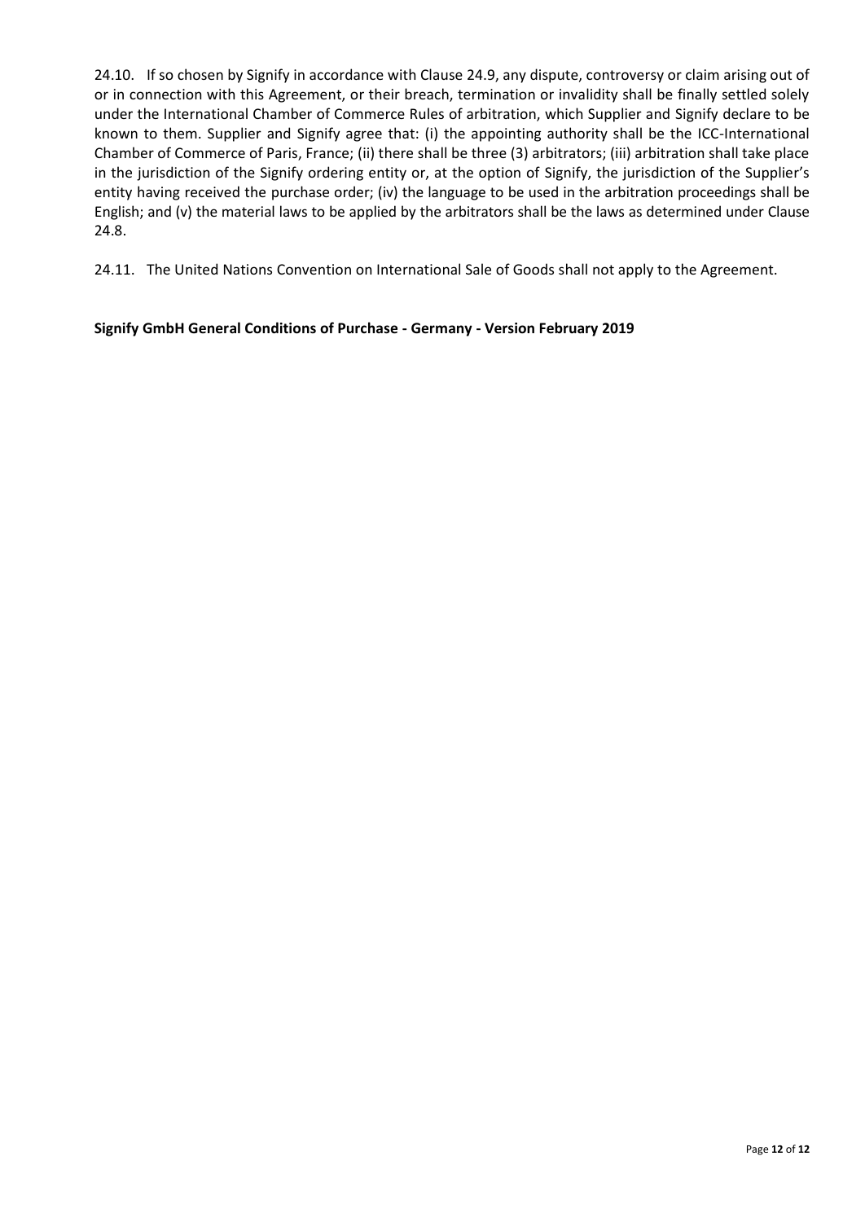24.10. If so chosen by Signify in accordance with Clause 24.9, any dispute, controversy or claim arising out of or in connection with this Agreement, or their breach, termination or invalidity shall be finally settled solely under the International Chamber of Commerce Rules of arbitration, which Supplier and Signify declare to be known to them. Supplier and Signify agree that: (i) the appointing authority shall be the ICC-International Chamber of Commerce of Paris, France; (ii) there shall be three (3) arbitrators; (iii) arbitration shall take place in the jurisdiction of the Signify ordering entity or, at the option of Signify, the jurisdiction of the Supplier's entity having received the purchase order; (iv) the language to be used in the arbitration proceedings shall be English; and (v) the material laws to be applied by the arbitrators shall be the laws as determined under Clause 24.8.

24.11. The United Nations Convention on International Sale of Goods shall not apply to the Agreement.

**Signify GmbH General Conditions of Purchase - Germany - Version February 2019**